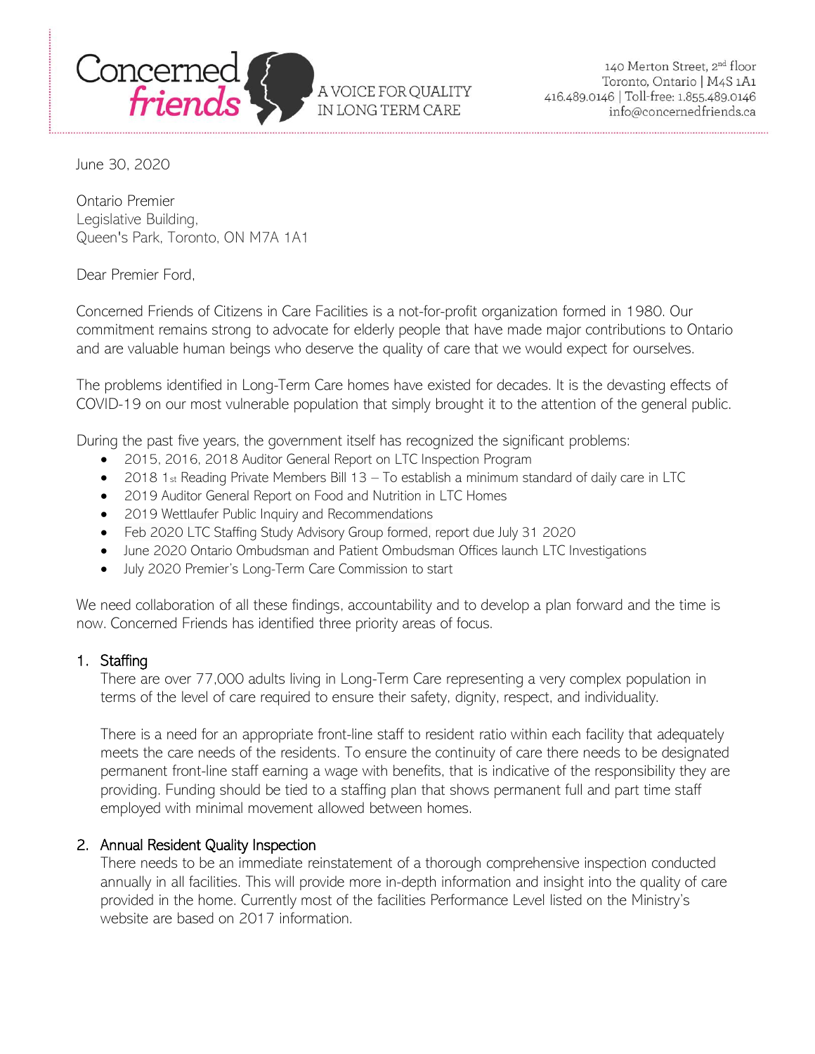Concerned friends

A VOICE FOR QUALITY IN LONG TERM CARE

140 Merton Street, 2nd floor
Toronto, Ontario | M4S 1A1
416.489.0146 | Toll-free: 1.855.489.0146
info@concernedfriends.ca

June 30, 2020

Ontario Premier
Legislative Building,
Queen's Park, Toronto, ON M7A 1A1

Dear Premier Ford,

Concerned Friends of Citizens in Care Facilities is a not-for-profit organization formed in 1980. Our commitment remains strong to advocate for elderly people that have made major contributions to Ontario and are valuable human beings who deserve the quality of care that we would expect for ourselves.

The problems identified in Long-Term Care homes have existed for decades. It is the devasting effects of COVID-19 on our most vulnerable population that simply brought it to the attention of the general public.

During the past five years, the government itself has recognized the significant problems:

- 2015, 2016, 2018 Auditor General Report on LTC Inspection Program
- 2018 1st Reading Private Members Bill 13 – To establish a minimum standard of daily care in LTC
- 2019 Auditor General Report on Food and Nutrition in LTC Homes
- 2019 Wettlaufer Public Inquiry and Recommendations
- Feb 2020 LTC Staffing Study Advisory Group formed, report due July 31 2020
- June 2020 Ontario Ombudsman and Patient Ombudsman Offices launch LTC Investigations
- July 2020 Premier's Long-Term Care Commission to start

We need collaboration of all these findings, accountability and to develop a plan forward and the time is now. Concerned Friends has identified three priority areas of focus.

1. Staffing

   There are over 77,000 adults living in Long-Term Care representing a very complex population in terms of the level of care required to ensure their safety, dignity, respect, and individuality.

   There is a need for an appropriate front-line staff to resident ratio within each facility that adequately meets the care needs of the residents. To ensure the continuity of care there needs to be designated permanent front-line staff earning a wage with benefits, that is indicative of the responsibility they are providing. Funding should be tied to a staffing plan that shows permanent full and part time staff employed with minimal movement allowed between homes.

2. Annual Resident Quality Inspection

   There needs to be an immediate reinstatement of a thorough comprehensive inspection conducted annually in all facilities. This will provide more in-depth information and insight into the quality of care provided in the home. Currently most of the facilities Performance Level listed on the Ministry's website are based on 2017 information.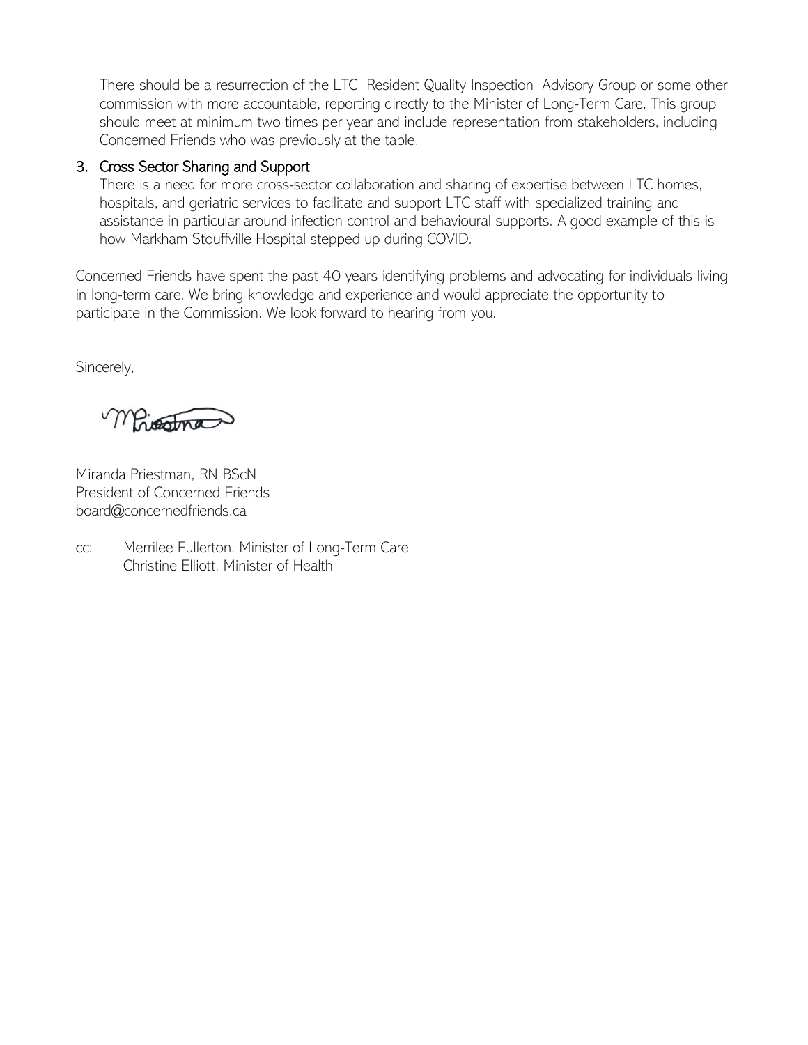There should be a resurrection of the LTC Resident Quality Inspection Advisory Group or some other commission with more accountable, reporting directly to the Minister of Long-Term Care. This group should meet at minimum two times per year and include representation from stakeholders, including Concerned Friends who was previously at the table.

3. Cross Sector Sharing and Support

   There is a need for more cross-sector collaboration and sharing of expertise between LTC homes, hospitals, and geriatric services to facilitate and support LTC staff with specialized training and assistance in particular around infection control and behavioural supports. A good example of this is how Markham Stouffville Hospital stepped up during COVID.

Concerned Friends have spent the past 40 years identifying problems and advocating for individuals living in long-term care. We bring knowledge and experience and would appreciate the opportunity to participate in the Commission. We look forward to hearing from you.

Sincerely,

Miranda Priestman, RN BScN
President of Concerned Friends
board@concernedfriends.ca

cc: Merrilee Fullerton, Minister of Long-Term Care
Christine Elliott, Minister of Health